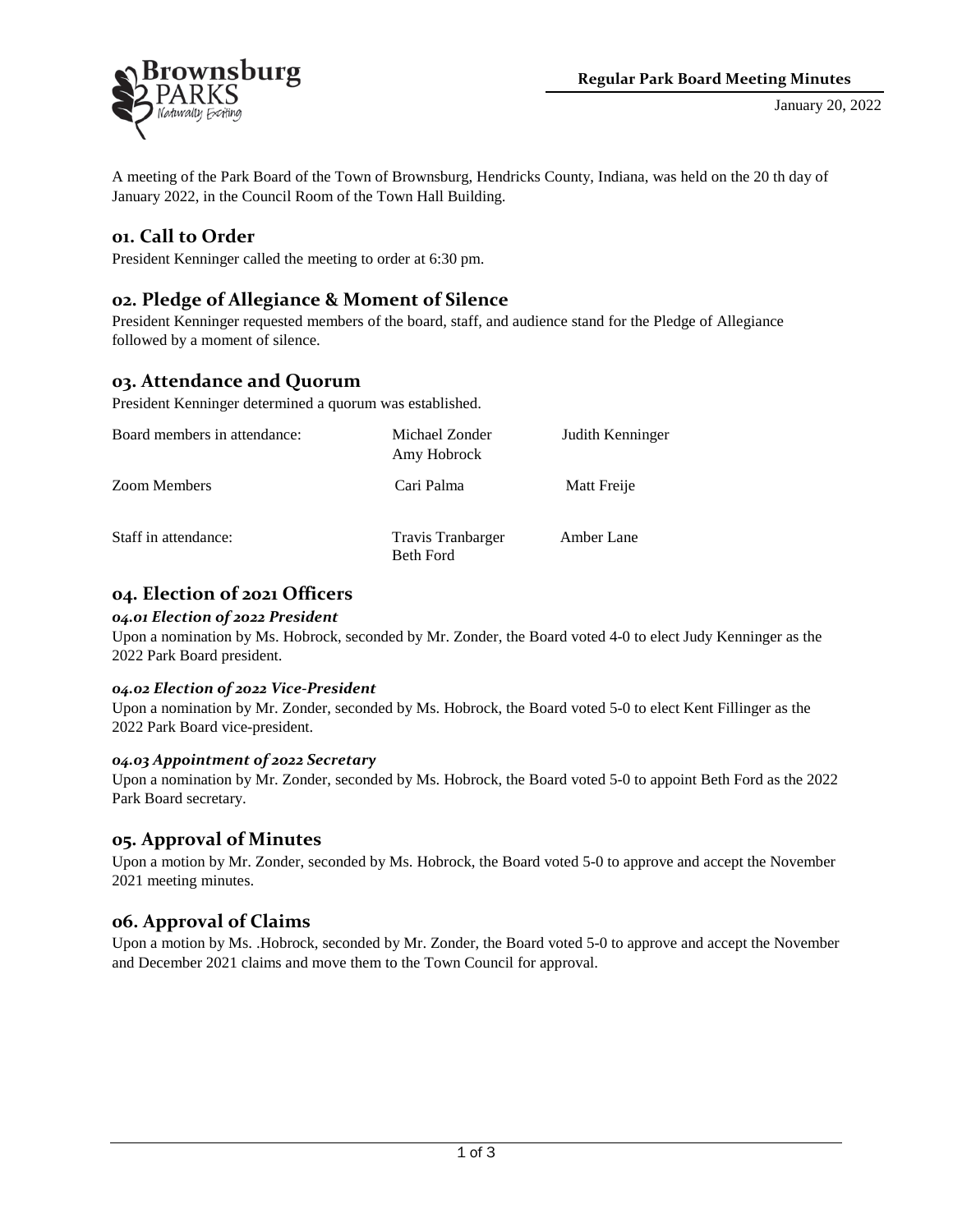**Regular Park Board Meeting Minutes**

January 20, 2022

A meeting of the Park Board of the Town of Brownsburg, Hendricks County, Indiana, was held on the 20 th day of January 2022, in the Council Room of the Town Hall Building.

## 01. Call to Order

President Kenninger called the meeting to order at 6:30 pm.

## 02. Pledge of Allegiance & Moment of Silence

President Kenninger requested members of the board, staff, and audience stand for the Pledge of Allegiance followed by a moment of silence.

## 03. Attendance and Quorum

President Kenninger determined a quorum was established.

| | | |
|---|---|---|
| Board members in attendance: | Michael Zonder<br>Amy Hobrock | Judith Kenninger |
| Zoom Members | Cari Palma | Matt Freije |
| Staff in attendance: | Travis Tranbarger<br>Beth Ford | Amber Lane |

## 04. Election of 2021 Officers

### *04.01 Election of 2022 President*

Upon a nomination by Ms. Hobrock, seconded by Mr. Zonder, the Board voted 4-0 to elect Judy Kenninger as the 2022 Park Board president.

### *04.02 Election of 2022 Vice-President*

Upon a nomination by Mr. Zonder, seconded by Ms. Hobrock, the Board voted 5-0 to elect Kent Fillinger as the 2022 Park Board vice-president.

### *04.03 Appointment of 2022 Secretary*

Upon a nomination by Mr. Zonder, seconded by Ms. Hobrock, the Board voted 5-0 to appoint Beth Ford as the 2022 Park Board secretary.

## 05. Approval of Minutes

Upon a motion by Mr. Zonder, seconded by Ms. Hobrock, the Board voted 5-0 to approve and accept the November 2021 meeting minutes.

## 06. Approval of Claims

Upon a motion by Ms. .Hobrock, seconded by Mr. Zonder, the Board voted 5-0 to approve and accept the November and December 2021 claims and move them to the Town Council for approval.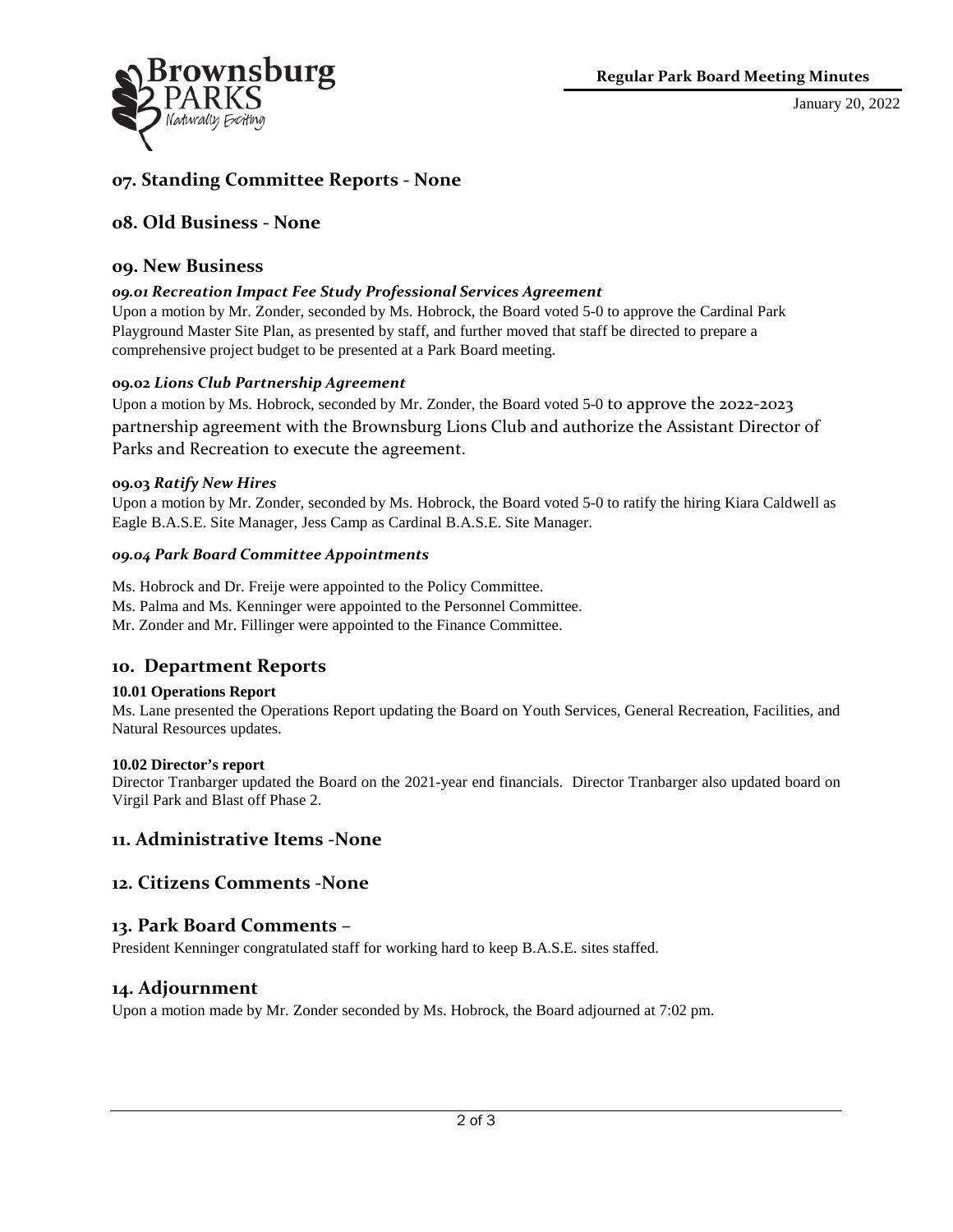## 07. Standing Committee Reports - None

## 08. Old Business - None

## 09. New Business

#### *09.01 Recreation Impact Fee Study Professional Services Agreement*

Upon a motion by Mr. Zonder, seconded by Ms. Hobrock, the Board voted 5-0 to approve the Cardinal Park Playground Master Site Plan, as presented by staff, and further moved that staff be directed to prepare a comprehensive project budget to be presented at a Park Board meeting.

#### 09.02 *Lions Club Partnership Agreement*

Upon a motion by Ms. Hobrock, seconded by Mr. Zonder, the Board voted 5-0 to approve the 2022-2023 partnership agreement with the Brownsburg Lions Club and authorize the Assistant Director of Parks and Recreation to execute the agreement.

#### 09.03 *Ratify New Hires*

Upon a motion by Mr. Zonder, seconded by Ms. Hobrock, the Board voted 5-0 to ratify the hiring Kiara Caldwell as Eagle B.A.S.E. Site Manager, Jess Camp as Cardinal B.A.S.E. Site Manager.

#### *09.04 Park Board Committee Appointments*

Ms. Hobrock and Dr. Freije were appointed to the Policy Committee.
Ms. Palma and Ms. Kenninger were appointed to the Personnel Committee.
Mr. Zonder and Mr. Fillinger were appointed to the Finance Committee.

## 10. Department Reports

#### 10.01 Operations Report

Ms. Lane presented the Operations Report updating the Board on Youth Services, General Recreation, Facilities, and Natural Resources updates.

#### 10.02 Director's report

Director Tranbarger updated the Board on the 2021-year end financials. Director Tranbarger also updated board on Virgil Park and Blast off Phase 2.

## 11. Administrative Items -None

## 12. Citizens Comments -None

## 13. Park Board Comments –

President Kenninger congratulated staff for working hard to keep B.A.S.E. sites staffed.

## 14. Adjournment

Upon a motion made by Mr. Zonder seconded by Ms. Hobrock, the Board adjourned at 7:02 pm.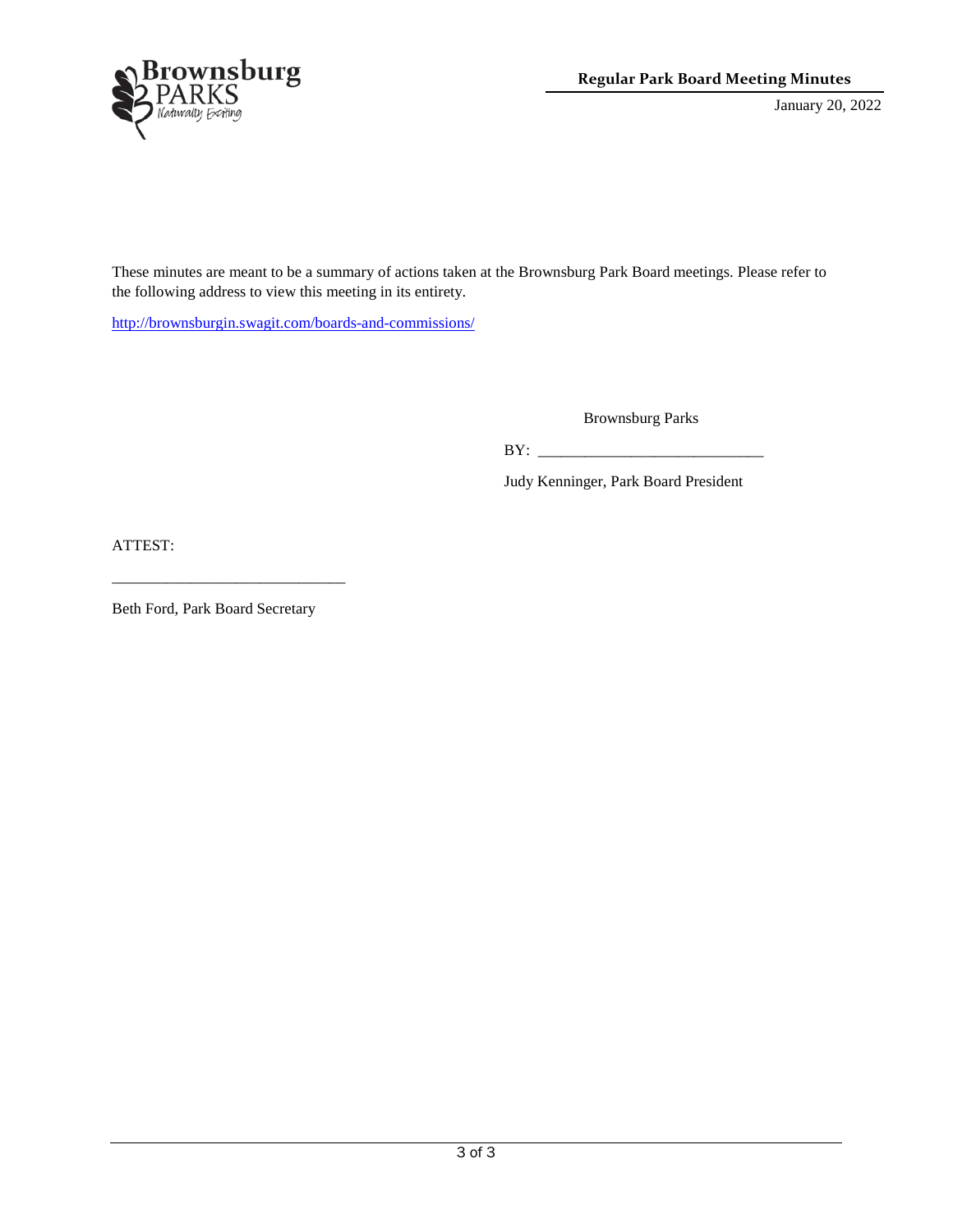These minutes are meant to be a summary of actions taken at the Brownsburg Park Board meetings. Please refer to the following address to view this meeting in its entirety.

http://brownsburgin.swagit.com/boards-and-commissions/

Brownsburg Parks

BY: ______________________________

Judy Kenninger, Park Board President

ATTEST:

______________________________

Beth Ford, Park Board Secretary